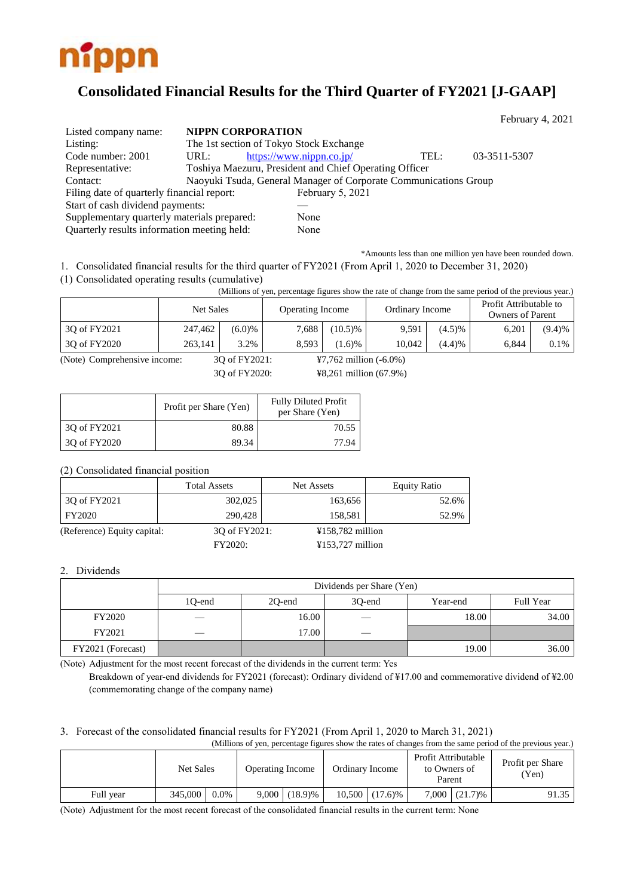nippn

# Consolidated Financial Results for the Third Quarter of FY2021 [J-GAAP]

February 4, 2021

| | | | |
|---|---|---|---|
| Listed company name: | **NIPPN CORPORATION** | | |
| Listing: | The 1st section of Tokyo Stock Exchange | | |
| Code number: 2001 | URL: https://www.nippn.co.jp/ | TEL: | 03-3511-5307 |
| Representative: | Toshiya Maezuru, President and Chief Operating Officer | | |
| Contact: | Naoyuki Tsuda, General Manager of Corporate Communications Group | | |
| Filing date of quarterly financial report: | February 5, 2021 | | |
| Start of cash dividend payments: | — | | |
| Supplementary quarterly materials prepared: | None | | |
| Quarterly results information meeting held: | None | | |

*Amounts less than one million yen have been rounded down.

1. Consolidated financial results for the third quarter of FY2021 (From April 1, 2020 to December 31, 2020)

(1) Consolidated operating results (cumulative)

(Millions of yen, percentage figures show the rate of change from the same period of the previous year.)

| | Net Sales | | Operating Income | | Ordinary Income | | Profit Attributable to Owners of Parent | |
|---|---|---|---|---|---|---|---|---|
| 3Q of FY2021 | 247,462 | (6.0)% | 7,688 | (10.5)% | 9,591 | (4.5)% | 6,201 | (9.4)% |
| 3Q of FY2020 | 263,141 | 3.2% | 8,593 | (1.6)% | 10,042 | (4.4)% | 6,844 | 0.1% |

(Note) Comprehensive income: 3Q of FY2021: ¥7,762 million (-6.0%)
3Q of FY2020: ¥8,261 million (67.9%)

| | Profit per Share (Yen) | Fully Diluted Profit per Share (Yen) |
|---|---|---|
| 3Q of FY2021 | 80.88 | 70.55 |
| 3Q of FY2020 | 89.34 | 77.94 |

(2) Consolidated financial position

| | Total Assets | Net Assets | Equity Ratio |
|---|---|---|---|
| 3Q of FY2021 | 302,025 | 163,656 | 52.6% |
| FY2020 | 290,428 | 158,581 | 52.9% |

(Reference) Equity capital: 3Q of FY2021: ¥158,782 million
FY2020: ¥153,727 million

2. Dividends

| | Dividends per Share (Yen) | | | | |
|---|---|---|---|---|---|
| | 1Q-end | 2Q-end | 3Q-end | Year-end | Full Year |
| FY2020 | — | 16.00 | — | 18.00 | 34.00 |
| FY2021 | — | 17.00 | — | | |
| FY2021 (Forecast) | | | | 19.00 | 36.00 |

(Note) Adjustment for the most recent forecast of the dividends in the current term: Yes
Breakdown of year-end dividends for FY2021 (forecast): Ordinary dividend of ¥17.00 and commemorative dividend of ¥2.00 (commemorating change of the company name)

3. Forecast of the consolidated financial results for FY2021 (From April 1, 2020 to March 31, 2021)

(Millions of yen, percentage figures show the rates of changes from the same period of the previous year.)

| | Net Sales | | Operating Income | | Ordinary Income | | Profit Attributable to Owners of Parent | | Profit per Share (Yen) |
|---|---|---|---|---|---|---|---|---|---|
| Full year | 345,000 | 0.0% | 9,000 | (18.9)% | 10,500 | (17.6)% | 7,000 | (21.7)% | 91.35 |

(Note) Adjustment for the most recent forecast of the consolidated financial results in the current term: None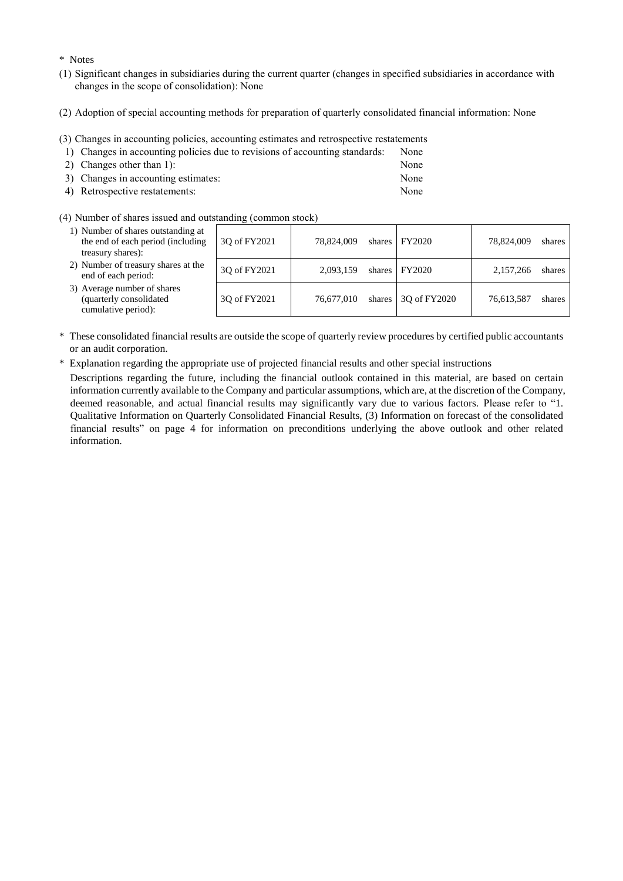\* Notes

(1) Significant changes in subsidiaries during the current quarter (changes in specified subsidiaries in accordance with changes in the scope of consolidation): None

(2) Adoption of special accounting methods for preparation of quarterly consolidated financial information: None

(3) Changes in accounting policies, accounting estimates and retrospective restatements

1) Changes in accounting policies due to revisions of accounting standards: None
2) Changes other than 1): None
3) Changes in accounting estimates: None
4) Retrospective restatements: None

(4) Number of shares issued and outstanding (common stock)

| | | | | |
|---|---|---|---|---|
| 1) Number of shares outstanding at the end of each period (including treasury shares): | 3Q of FY2021 | 78,824,009 shares | FY2020 | 78,824,009 shares |
| 2) Number of treasury shares at the end of each period: | 3Q of FY2021 | 2,093,159 shares | FY2020 | 2,157,266 shares |
| 3) Average number of shares (quarterly consolidated cumulative period): | 3Q of FY2021 | 76,677,010 shares | 3Q of FY2020 | 76,613,587 shares |

\* These consolidated financial results are outside the scope of quarterly review procedures by certified public accountants or an audit corporation.

\* Explanation regarding the appropriate use of projected financial results and other special instructions

Descriptions regarding the future, including the financial outlook contained in this material, are based on certain information currently available to the Company and particular assumptions, which are, at the discretion of the Company, deemed reasonable, and actual financial results may significantly vary due to various factors. Please refer to "1. Qualitative Information on Quarterly Consolidated Financial Results, (3) Information on forecast of the consolidated financial results" on page 4 for information on preconditions underlying the above outlook and other related information.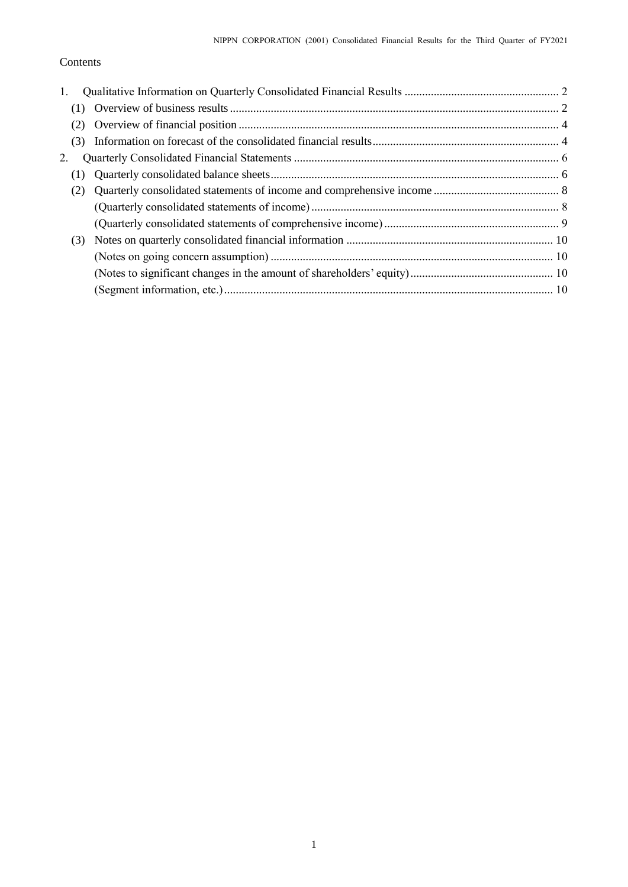Contents

1. Qualitative Information on Quarterly Consolidated Financial Results ..................................................... 2
   (1) Overview of business results ................................................................................................................ 2
   (2) Overview of financial position ............................................................................................................. 4
   (3) Information on forecast of the consolidated financial results................................................................ 4
2. Quarterly Consolidated Financial Statements ........................................................................................... 6
   (1) Quarterly consolidated balance sheets................................................................................................... 6
   (2) Quarterly consolidated statements of income and comprehensive income ........................................... 8
       (Quarterly consolidated statements of income) ..................................................................................... 8
       (Quarterly consolidated statements of comprehensive income) ............................................................ 9
   (3) Notes on quarterly consolidated financial information ....................................................................... 10
       (Notes on going concern assumption) ................................................................................................. 10
       (Notes to significant changes in the amount of shareholders' equity)................................................. 10
       (Segment information, etc.)................................................................................................................. 10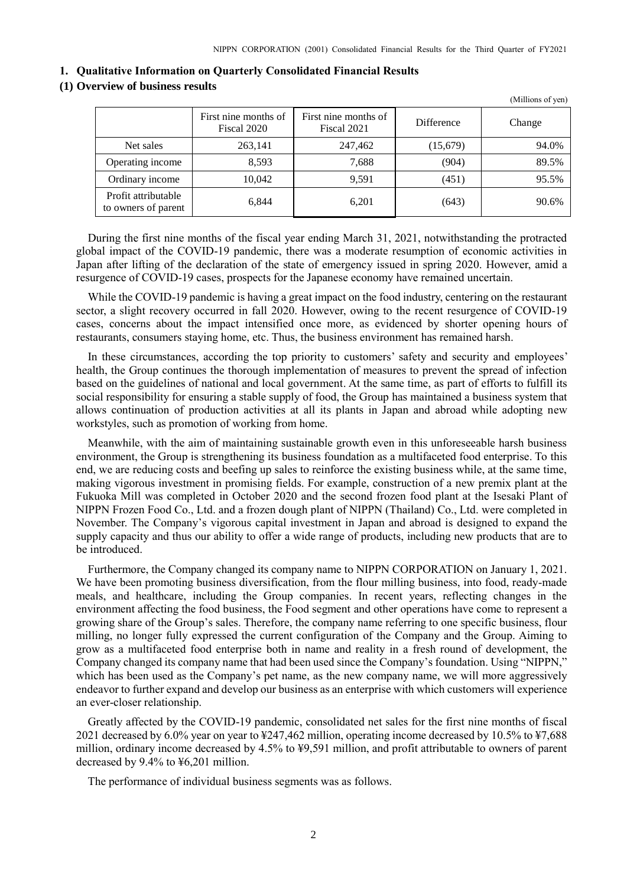## 1. Qualitative Information on Quarterly Consolidated Financial Results

### (1) Overview of business results

(Millions of yen)

| | First nine months of Fiscal 2020 | First nine months of Fiscal 2021 | Difference | Change |
|---|---|---|---|---|
| Net sales | 263,141 | 247,462 | (15,679) | 94.0% |
| Operating income | 8,593 | 7,688 | (904) | 89.5% |
| Ordinary income | 10,042 | 9,591 | (451) | 95.5% |
| Profit attributable to owners of parent | 6,844 | 6,201 | (643) | 90.6% |

During the first nine months of the fiscal year ending March 31, 2021, notwithstanding the protracted global impact of the COVID-19 pandemic, there was a moderate resumption of economic activities in Japan after lifting of the declaration of the state of emergency issued in spring 2020. However, amid a resurgence of COVID-19 cases, prospects for the Japanese economy have remained uncertain.

While the COVID-19 pandemic is having a great impact on the food industry, centering on the restaurant sector, a slight recovery occurred in fall 2020. However, owing to the recent resurgence of COVID-19 cases, concerns about the impact intensified once more, as evidenced by shorter opening hours of restaurants, consumers staying home, etc. Thus, the business environment has remained harsh.

In these circumstances, according the top priority to customers' safety and security and employees' health, the Group continues the thorough implementation of measures to prevent the spread of infection based on the guidelines of national and local government. At the same time, as part of efforts to fulfill its social responsibility for ensuring a stable supply of food, the Group has maintained a business system that allows continuation of production activities at all its plants in Japan and abroad while adopting new workstyles, such as promotion of working from home.

Meanwhile, with the aim of maintaining sustainable growth even in this unforeseeable harsh business environment, the Group is strengthening its business foundation as a multifaceted food enterprise. To this end, we are reducing costs and beefing up sales to reinforce the existing business while, at the same time, making vigorous investment in promising fields. For example, construction of a new premix plant at the Fukuoka Mill was completed in October 2020 and the second frozen food plant at the Isesaki Plant of NIPPN Frozen Food Co., Ltd. and a frozen dough plant of NIPPN (Thailand) Co., Ltd. were completed in November. The Company's vigorous capital investment in Japan and abroad is designed to expand the supply capacity and thus our ability to offer a wide range of products, including new products that are to be introduced.

Furthermore, the Company changed its company name to NIPPN CORPORATION on January 1, 2021. We have been promoting business diversification, from the flour milling business, into food, ready-made meals, and healthcare, including the Group companies. In recent years, reflecting changes in the environment affecting the food business, the Food segment and other operations have come to represent a growing share of the Group's sales. Therefore, the company name referring to one specific business, flour milling, no longer fully expressed the current configuration of the Company and the Group. Aiming to grow as a multifaceted food enterprise both in name and reality in a fresh round of development, the Company changed its company name that had been used since the Company's foundation. Using "NIPPN," which has been used as the Company's pet name, as the new company name, we will more aggressively endeavor to further expand and develop our business as an enterprise with which customers will experience an ever-closer relationship.

Greatly affected by the COVID-19 pandemic, consolidated net sales for the first nine months of fiscal 2021 decreased by 6.0% year on year to ¥247,462 million, operating income decreased by 10.5% to ¥7,688 million, ordinary income decreased by 4.5% to ¥9,591 million, and profit attributable to owners of parent decreased by 9.4% to ¥6,201 million.

The performance of individual business segments was as follows.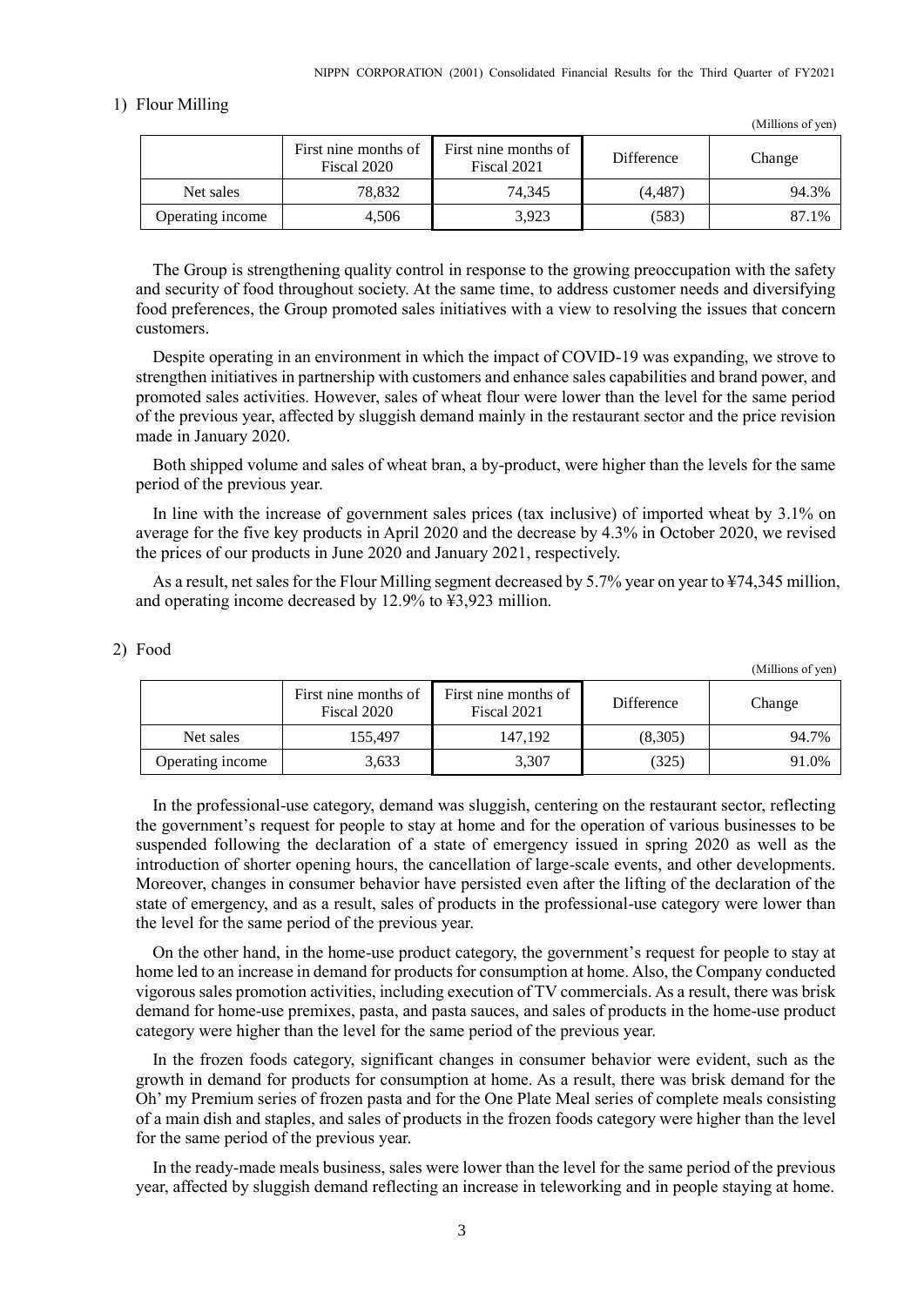### 1) Flour Milling

(Millions of yen)

| | First nine months of Fiscal 2020 | First nine months of Fiscal 2021 | Difference | Change |
|---|---|---|---|---|
| Net sales | 78,832 | 74,345 | (4,487) | 94.3% |
| Operating income | 4,506 | 3,923 | (583) | 87.1% |

The Group is strengthening quality control in response to the growing preoccupation with the safety and security of food throughout society. At the same time, to address customer needs and diversifying food preferences, the Group promoted sales initiatives with a view to resolving the issues that concern customers.

Despite operating in an environment in which the impact of COVID-19 was expanding, we strove to strengthen initiatives in partnership with customers and enhance sales capabilities and brand power, and promoted sales activities. However, sales of wheat flour were lower than the level for the same period of the previous year, affected by sluggish demand mainly in the restaurant sector and the price revision made in January 2020.

Both shipped volume and sales of wheat bran, a by-product, were higher than the levels for the same period of the previous year.

In line with the increase of government sales prices (tax inclusive) of imported wheat by 3.1% on average for the five key products in April 2020 and the decrease by 4.3% in October 2020, we revised the prices of our products in June 2020 and January 2021, respectively.

As a result, net sales for the Flour Milling segment decreased by 5.7% year on year to ¥74,345 million, and operating income decreased by 12.9% to ¥3,923 million.

### 2) Food

(Millions of yen)

| | First nine months of Fiscal 2020 | First nine months of Fiscal 2021 | Difference | Change |
|---|---|---|---|---|
| Net sales | 155,497 | 147,192 | (8,305) | 94.7% |
| Operating income | 3,633 | 3,307 | (325) | 91.0% |

In the professional-use category, demand was sluggish, centering on the restaurant sector, reflecting the government's request for people to stay at home and for the operation of various businesses to be suspended following the declaration of a state of emergency issued in spring 2020 as well as the introduction of shorter opening hours, the cancellation of large-scale events, and other developments. Moreover, changes in consumer behavior have persisted even after the lifting of the declaration of the state of emergency, and as a result, sales of products in the professional-use category were lower than the level for the same period of the previous year.

On the other hand, in the home-use product category, the government's request for people to stay at home led to an increase in demand for products for consumption at home. Also, the Company conducted vigorous sales promotion activities, including execution of TV commercials. As a result, there was brisk demand for home-use premixes, pasta, and pasta sauces, and sales of products in the home-use product category were higher than the level for the same period of the previous year.

In the frozen foods category, significant changes in consumer behavior were evident, such as the growth in demand for products for consumption at home. As a result, there was brisk demand for the Oh' my Premium series of frozen pasta and for the One Plate Meal series of complete meals consisting of a main dish and staples, and sales of products in the frozen foods category were higher than the level for the same period of the previous year.

In the ready-made meals business, sales were lower than the level for the same period of the previous year, affected by sluggish demand reflecting an increase in teleworking and in people staying at home.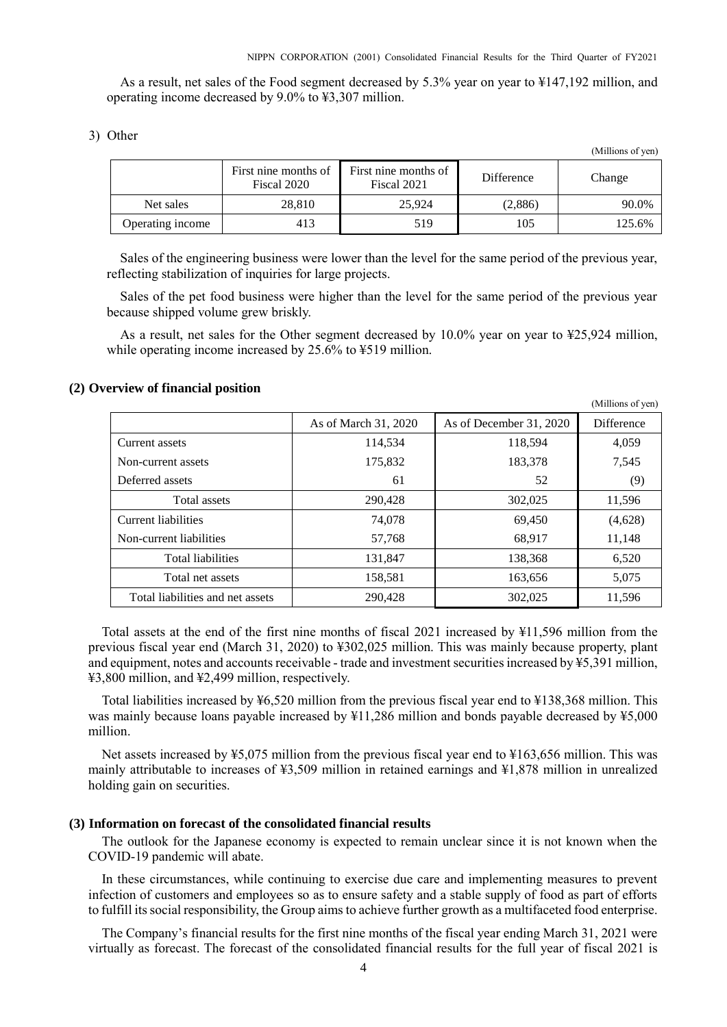As a result, net sales of the Food segment decreased by 5.3% year on year to ¥147,192 million, and operating income decreased by 9.0% to ¥3,307 million.

3) Other

(Millions of yen)

| | First nine months of Fiscal 2020 | First nine months of Fiscal 2021 | Difference | Change |
|---|---|---|---|---|
| Net sales | 28,810 | 25,924 | (2,886) | 90.0% |
| Operating income | 413 | 519 | 105 | 125.6% |

Sales of the engineering business were lower than the level for the same period of the previous year, reflecting stabilization of inquiries for large projects.

Sales of the pet food business were higher than the level for the same period of the previous year because shipped volume grew briskly.

As a result, net sales for the Other segment decreased by 10.0% year on year to ¥25,924 million, while operating income increased by 25.6% to ¥519 million.

### (2) Overview of financial position

(Millions of yen)

| | As of March 31, 2020 | As of December 31, 2020 | Difference |
|---|---|---|---|
| Current assets | 114,534 | 118,594 | 4,059 |
| Non-current assets | 175,832 | 183,378 | 7,545 |
| Deferred assets | 61 | 52 | (9) |
| Total assets | 290,428 | 302,025 | 11,596 |
| Current liabilities | 74,078 | 69,450 | (4,628) |
| Non-current liabilities | 57,768 | 68,917 | 11,148 |
| Total liabilities | 131,847 | 138,368 | 6,520 |
| Total net assets | 158,581 | 163,656 | 5,075 |
| Total liabilities and net assets | 290,428 | 302,025 | 11,596 |

Total assets at the end of the first nine months of fiscal 2021 increased by ¥11,596 million from the previous fiscal year end (March 31, 2020) to ¥302,025 million. This was mainly because property, plant and equipment, notes and accounts receivable - trade and investment securities increased by ¥5,391 million, ¥3,800 million, and ¥2,499 million, respectively.

Total liabilities increased by ¥6,520 million from the previous fiscal year end to ¥138,368 million. This was mainly because loans payable increased by ¥11,286 million and bonds payable decreased by ¥5,000 million.

Net assets increased by ¥5,075 million from the previous fiscal year end to ¥163,656 million. This was mainly attributable to increases of ¥3,509 million in retained earnings and ¥1,878 million in unrealized holding gain on securities.

### (3) Information on forecast of the consolidated financial results

The outlook for the Japanese economy is expected to remain unclear since it is not known when the COVID-19 pandemic will abate.

In these circumstances, while continuing to exercise due care and implementing measures to prevent infection of customers and employees so as to ensure safety and a stable supply of food as part of efforts to fulfill its social responsibility, the Group aims to achieve further growth as a multifaceted food enterprise.

The Company's financial results for the first nine months of the fiscal year ending March 31, 2021 were virtually as forecast. The forecast of the consolidated financial results for the full year of fiscal 2021 is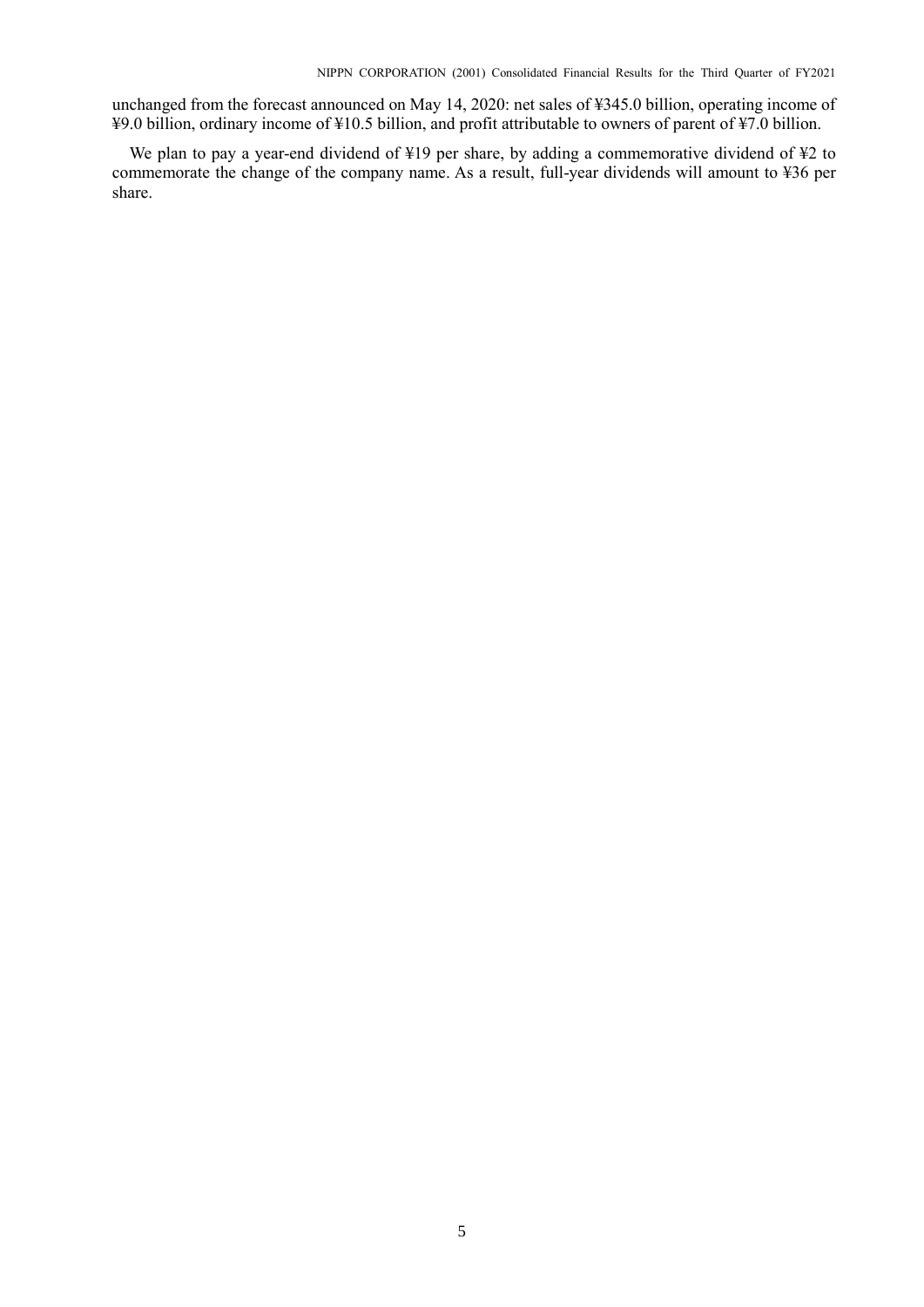unchanged from the forecast announced on May 14, 2020: net sales of ¥345.0 billion, operating income of ¥9.0 billion, ordinary income of ¥10.5 billion, and profit attributable to owners of parent of ¥7.0 billion.

We plan to pay a year-end dividend of ¥19 per share, by adding a commemorative dividend of ¥2 to commemorate the change of the company name. As a result, full-year dividends will amount to ¥36 per share.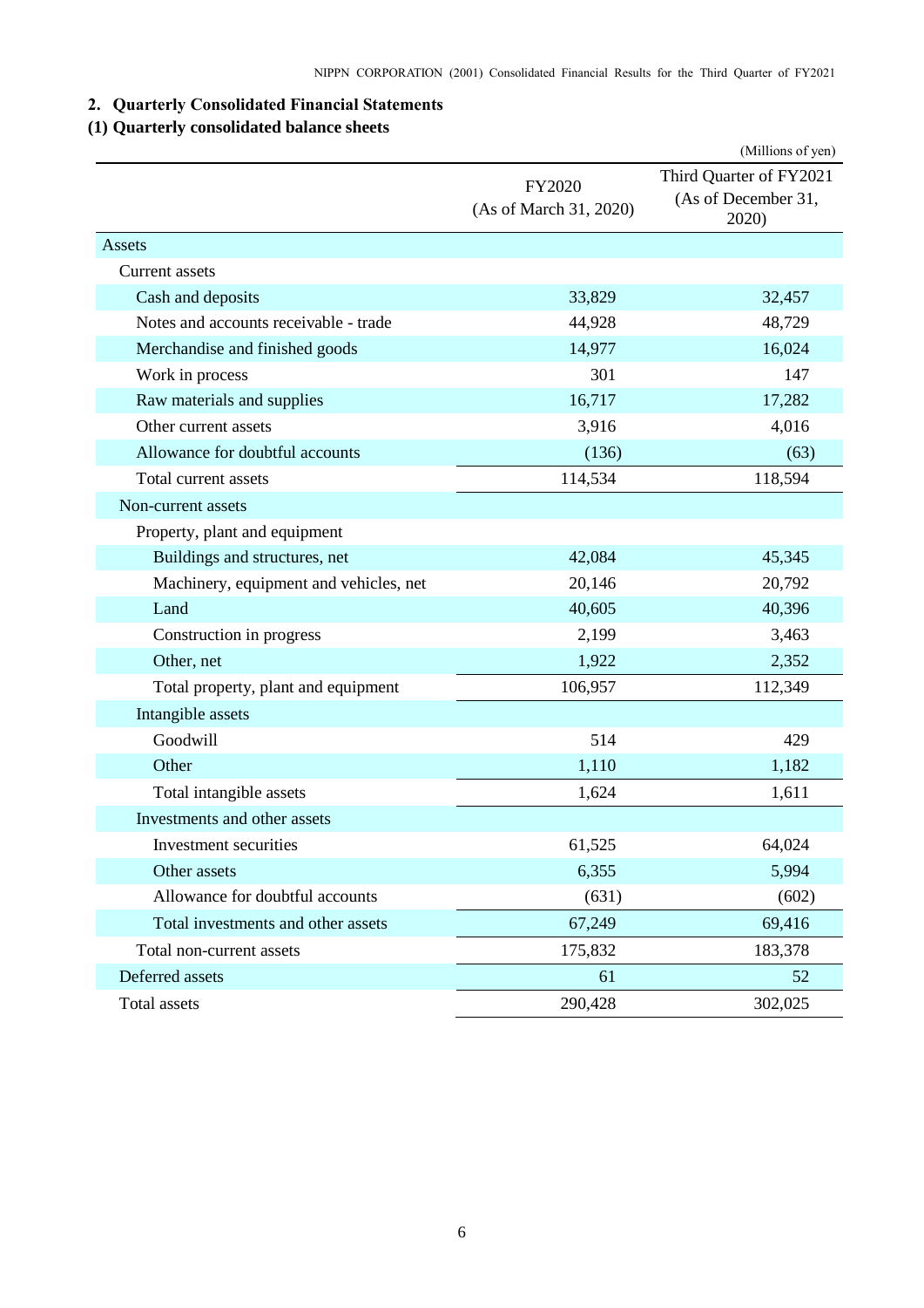## 2. Quarterly Consolidated Financial Statements

### (1) Quarterly consolidated balance sheets

(Millions of yen)

| | FY2020 (As of March 31, 2020) | Third Quarter of FY2021 (As of December 31, 2020) |
|---|---|---|
| Assets | | |
| Current assets | | |
| Cash and deposits | 33,829 | 32,457 |
| Notes and accounts receivable - trade | 44,928 | 48,729 |
| Merchandise and finished goods | 14,977 | 16,024 |
| Work in process | 301 | 147 |
| Raw materials and supplies | 16,717 | 17,282 |
| Other current assets | 3,916 | 4,016 |
| Allowance for doubtful accounts | (136) | (63) |
| Total current assets | 114,534 | 118,594 |
| Non-current assets | | |
| Property, plant and equipment | | |
| Buildings and structures, net | 42,084 | 45,345 |
| Machinery, equipment and vehicles, net | 20,146 | 20,792 |
| Land | 40,605 | 40,396 |
| Construction in progress | 2,199 | 3,463 |
| Other, net | 1,922 | 2,352 |
| Total property, plant and equipment | 106,957 | 112,349 |
| Intangible assets | | |
| Goodwill | 514 | 429 |
| Other | 1,110 | 1,182 |
| Total intangible assets | 1,624 | 1,611 |
| Investments and other assets | | |
| Investment securities | 61,525 | 64,024 |
| Other assets | 6,355 | 5,994 |
| Allowance for doubtful accounts | (631) | (602) |
| Total investments and other assets | 67,249 | 69,416 |
| Total non-current assets | 175,832 | 183,378 |
| Deferred assets | 61 | 52 |
| Total assets | 290,428 | 302,025 |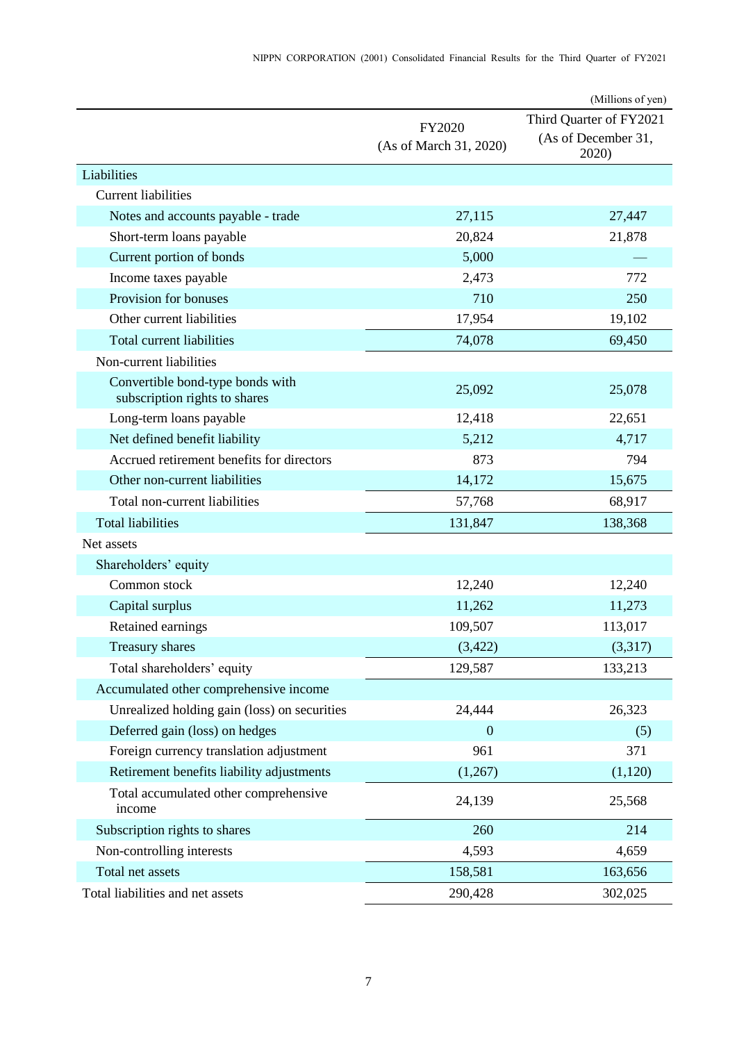(Millions of yen)

| | FY2020 (As of March 31, 2020) | Third Quarter of FY2021 (As of December 31, 2020) |
|---|---|---|
| Liabilities | | |
| Current liabilities | | |
| Notes and accounts payable - trade | 27,115 | 27,447 |
| Short-term loans payable | 20,824 | 21,878 |
| Current portion of bonds | 5,000 | — |
| Income taxes payable | 2,473 | 772 |
| Provision for bonuses | 710 | 250 |
| Other current liabilities | 17,954 | 19,102 |
| Total current liabilities | 74,078 | 69,450 |
| Non-current liabilities | | |
| Convertible bond-type bonds with subscription rights to shares | 25,092 | 25,078 |
| Long-term loans payable | 12,418 | 22,651 |
| Net defined benefit liability | 5,212 | 4,717 |
| Accrued retirement benefits for directors | 873 | 794 |
| Other non-current liabilities | 14,172 | 15,675 |
| Total non-current liabilities | 57,768 | 68,917 |
| Total liabilities | 131,847 | 138,368 |
| Net assets | | |
| Shareholders' equity | | |
| Common stock | 12,240 | 12,240 |
| Capital surplus | 11,262 | 11,273 |
| Retained earnings | 109,507 | 113,017 |
| Treasury shares | (3,422) | (3,317) |
| Total shareholders' equity | 129,587 | 133,213 |
| Accumulated other comprehensive income | | |
| Unrealized holding gain (loss) on securities | 24,444 | 26,323 |
| Deferred gain (loss) on hedges | 0 | (5) |
| Foreign currency translation adjustment | 961 | 371 |
| Retirement benefits liability adjustments | (1,267) | (1,120) |
| Total accumulated other comprehensive income | 24,139 | 25,568 |
| Subscription rights to shares | 260 | 214 |
| Non-controlling interests | 4,593 | 4,659 |
| Total net assets | 158,581 | 163,656 |
| Total liabilities and net assets | 290,428 | 302,025 |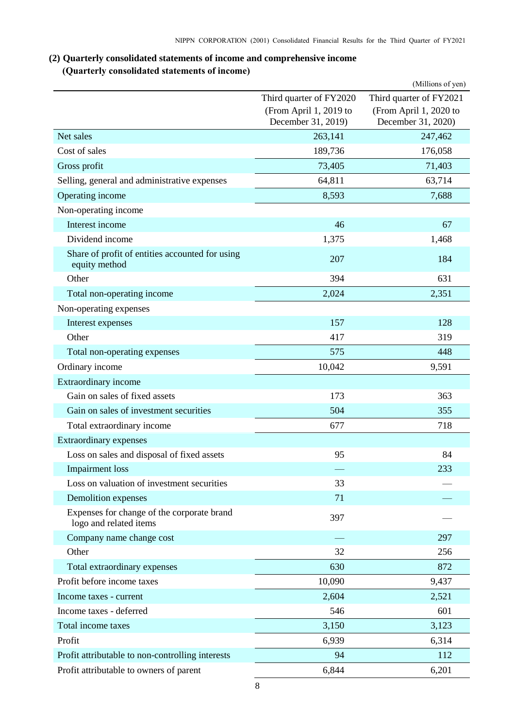## (2) Quarterly consolidated statements of income and comprehensive income

### (Quarterly consolidated statements of income)

(Millions of yen)

| | Third quarter of FY2020 (From April 1, 2019 to December 31, 2019) | Third quarter of FY2021 (From April 1, 2020 to December 31, 2020) |
|---|---|---|
| Net sales | 263,141 | 247,462 |
| Cost of sales | 189,736 | 176,058 |
| Gross profit | 73,405 | 71,403 |
| Selling, general and administrative expenses | 64,811 | 63,714 |
| Operating income | 8,593 | 7,688 |
| Non-operating income | | |
| Interest income | 46 | 67 |
| Dividend income | 1,375 | 1,468 |
| Share of profit of entities accounted for using equity method | 207 | 184 |
| Other | 394 | 631 |
| Total non-operating income | 2,024 | 2,351 |
| Non-operating expenses | | |
| Interest expenses | 157 | 128 |
| Other | 417 | 319 |
| Total non-operating expenses | 575 | 448 |
| Ordinary income | 10,042 | 9,591 |
| Extraordinary income | | |
| Gain on sales of fixed assets | 173 | 363 |
| Gain on sales of investment securities | 504 | 355 |
| Total extraordinary income | 677 | 718 |
| Extraordinary expenses | | |
| Loss on sales and disposal of fixed assets | 95 | 84 |
| Impairment loss | — | 233 |
| Loss on valuation of investment securities | 33 | — |
| Demolition expenses | 71 | — |
| Expenses for change of the corporate brand logo and related items | 397 | — |
| Company name change cost | — | 297 |
| Other | 32 | 256 |
| Total extraordinary expenses | 630 | 872 |
| Profit before income taxes | 10,090 | 9,437 |
| Income taxes - current | 2,604 | 2,521 |
| Income taxes - deferred | 546 | 601 |
| Total income taxes | 3,150 | 3,123 |
| Profit | 6,939 | 6,314 |
| Profit attributable to non-controlling interests | 94 | 112 |
| Profit attributable to owners of parent | 6,844 | 6,201 |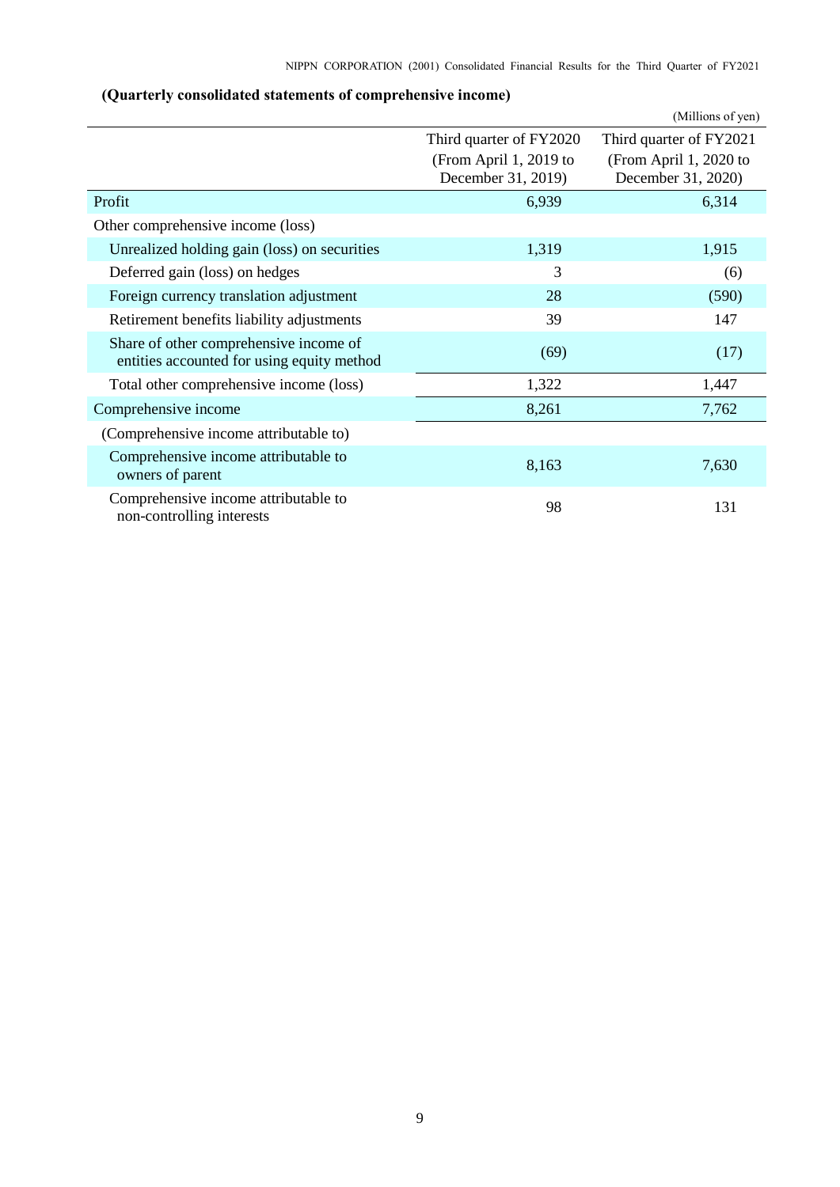## (Quarterly consolidated statements of comprehensive income)

(Millions of yen)

| | Third quarter of FY2020 (From April 1, 2019 to December 31, 2019) | Third quarter of FY2021 (From April 1, 2020 to December 31, 2020) |
|---|---|---|
| Profit | 6,939 | 6,314 |
| Other comprehensive income (loss) | | |
| Unrealized holding gain (loss) on securities | 1,319 | 1,915 |
| Deferred gain (loss) on hedges | 3 | (6) |
| Foreign currency translation adjustment | 28 | (590) |
| Retirement benefits liability adjustments | 39 | 147 |
| Share of other comprehensive income of entities accounted for using equity method | (69) | (17) |
| Total other comprehensive income (loss) | 1,322 | 1,447 |
| Comprehensive income | 8,261 | 7,762 |
| (Comprehensive income attributable to) | | |
| Comprehensive income attributable to owners of parent | 8,163 | 7,630 |
| Comprehensive income attributable to non-controlling interests | 98 | 131 |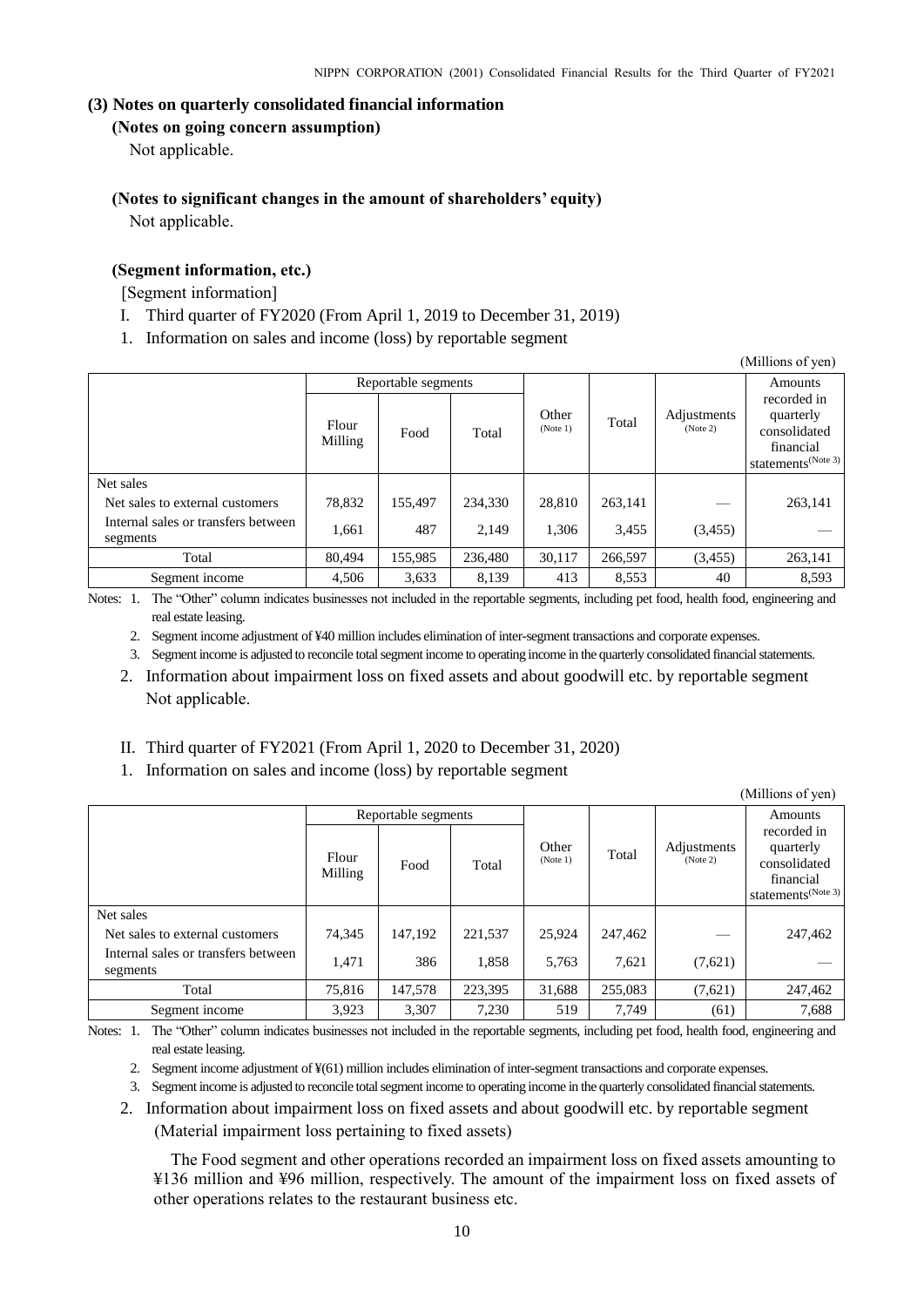### (3) Notes on quarterly consolidated financial information

#### (Notes on going concern assumption)

Not applicable.

#### (Notes to significant changes in the amount of shareholders' equity)

Not applicable.

#### (Segment information, etc.)

[Segment information]

I. Third quarter of FY2020 (From April 1, 2019 to December 31, 2019)

1. Information on sales and income (loss) by reportable segment

(Millions of yen)

| | Reportable segments | | | Other (Note 1) | Total | Adjustments (Note 2) | Amounts recorded in quarterly consolidated financial statements (Note 3) |
|---|---|---|---|---|---|---|---|
| | Flour Milling | Food | Total | | | | |
| Net sales | | | | | | | |
| Net sales to external customers | 78,832 | 155,497 | 234,330 | 28,810 | 263,141 | — | 263,141 |
| Internal sales or transfers between segments | 1,661 | 487 | 2,149 | 1,306 | 3,455 | (3,455) | — |
| Total | 80,494 | 155,985 | 236,480 | 30,117 | 266,597 | (3,455) | 263,141 |
| Segment income | 4,506 | 3,633 | 8,139 | 413 | 8,553 | 40 | 8,593 |

Notes: 1. The "Other" column indicates businesses not included in the reportable segments, including pet food, health food, engineering and real estate leasing.

2. Segment income adjustment of ¥40 million includes elimination of inter-segment transactions and corporate expenses.

3. Segment income is adjusted to reconcile total segment income to operating income in the quarterly consolidated financial statements.

2. Information about impairment loss on fixed assets and about goodwill etc. by reportable segment
Not applicable.

II. Third quarter of FY2021 (From April 1, 2020 to December 31, 2020)

1. Information on sales and income (loss) by reportable segment

(Millions of yen)

| | Reportable segments | | | Other (Note 1) | Total | Adjustments (Note 2) | Amounts recorded in quarterly consolidated financial statements (Note 3) |
|---|---|---|---|---|---|---|---|
| | Flour Milling | Food | Total | | | | |
| Net sales | | | | | | | |
| Net sales to external customers | 74,345 | 147,192 | 221,537 | 25,924 | 247,462 | — | 247,462 |
| Internal sales or transfers between segments | 1,471 | 386 | 1,858 | 5,763 | 7,621 | (7,621) | — |
| Total | 75,816 | 147,578 | 223,395 | 31,688 | 255,083 | (7,621) | 247,462 |
| Segment income | 3,923 | 3,307 | 7,230 | 519 | 7,749 | (61) | 7,688 |

Notes: 1. The "Other" column indicates businesses not included in the reportable segments, including pet food, health food, engineering and real estate leasing.

2. Segment income adjustment of ¥(61) million includes elimination of inter-segment transactions and corporate expenses.

3. Segment income is adjusted to reconcile total segment income to operating income in the quarterly consolidated financial statements.

2. Information about impairment loss on fixed assets and about goodwill etc. by reportable segment
(Material impairment loss pertaining to fixed assets)

The Food segment and other operations recorded an impairment loss on fixed assets amounting to ¥136 million and ¥96 million, respectively. The amount of the impairment loss on fixed assets of other operations relates to the restaurant business etc.